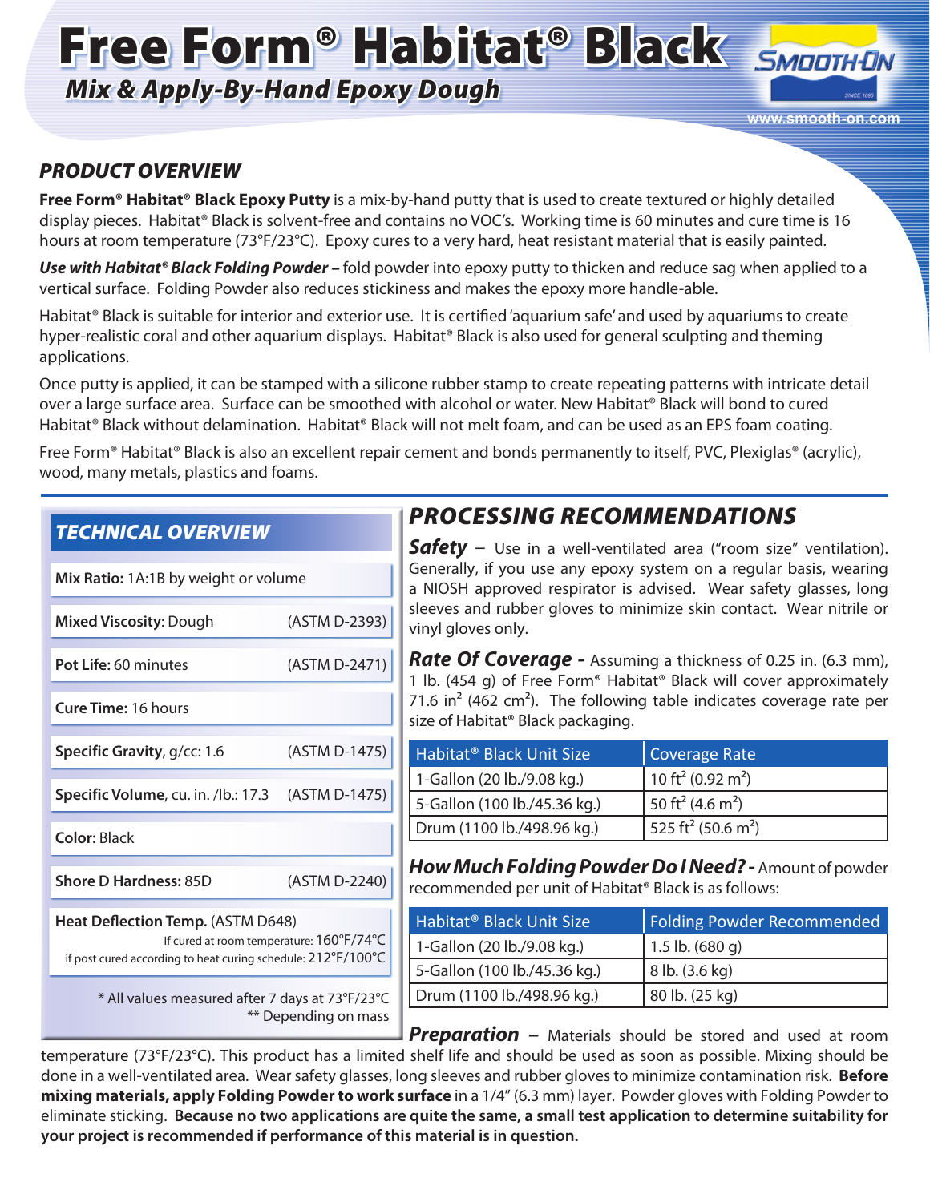# Free Form® Habitat® Black

## *Mix & Apply-By-Hand Epoxy Dough*

SMOOTH-ON

www.smooth-on.com

## *PRODUCT OVERVIEW*

**Free Form® Habitat® Black Epoxy Putty** is a mix-by-hand putty that is used to create textured or highly detailed display pieces. Habitat® Black is solvent-free and contains no VOC's. Working time is 60 minutes and cure time is 16 hours at room temperature (73°F/23°C). Epoxy cures to a very hard, heat resistant material that is easily painted.

***Use with Habitat® Black Folding Powder –*** fold powder into epoxy putty to thicken and reduce sag when applied to a vertical surface. Folding Powder also reduces stickiness and makes the epoxy more handle-able.

Habitat® Black is suitable for interior and exterior use. It is certified 'aquarium safe' and used by aquariums to create hyper-realistic coral and other aquarium displays. Habitat® Black is also used for general sculpting and theming applications.

Once putty is applied, it can be stamped with a silicone rubber stamp to create repeating patterns with intricate detail over a large surface area. Surface can be smoothed with alcohol or water. New Habitat® Black will bond to cured Habitat® Black without delamination. Habitat® Black will not melt foam, and can be used as an EPS foam coating.

Free Form® Habitat® Black is also an excellent repair cement and bonds permanently to itself, PVC, Plexiglas® (acrylic), wood, many metals, plastics and foams.

## *TECHNICAL OVERVIEW*

| Property | Test Method |
|---|---|
| **Mix Ratio:** 1A:1B by weight or volume | |
| **Mixed Viscosity**: Dough | (ASTM D-2393) |
| **Pot Life:** 60 minutes | (ASTM D-2471) |
| **Cure Time:** 16 hours | |
| **Specific Gravity**, g/cc: 1.6 | (ASTM D-1475) |
| **Specific Volume**, cu. in. /lb.: 17.3 | (ASTM D-1475) |
| **Color:** Black | |
| **Shore D Hardness:** 85D | (ASTM D-2240) |
| **Heat Deflection Temp.** (ASTM D648) If cured at room temperature: 160°F/74°C; if post cured according to heat curing schedule: 212°F/100°C | |

\* All values measured after 7 days at 73°F/23°C
\*\* Depending on mass

## *PROCESSING RECOMMENDATIONS*

***Safety*** – Use in a well-ventilated area ("room size" ventilation). Generally, if you use any epoxy system on a regular basis, wearing a NIOSH approved respirator is advised. Wear safety glasses, long sleeves and rubber gloves to minimize skin contact. Wear nitrile or vinyl gloves only.

***Rate Of Coverage -*** Assuming a thickness of 0.25 in. (6.3 mm), 1 lb. (454 g) of Free Form® Habitat® Black will cover approximately 71.6 in$^2$ (462 cm$^2$). The following table indicates coverage rate per size of Habitat® Black packaging.

| Habitat® Black Unit Size | Coverage Rate |
|---|---|
| 1-Gallon (20 lb./9.08 kg.) | 10 ft$^2$ (0.92 m$^2$) |
| 5-Gallon (100 lb./45.36 kg.) | 50 ft$^2$ (4.6 m$^2$) |
| Drum (1100 lb./498.96 kg.) | 525 ft$^2$ (50.6 m$^2$) |

***How Much Folding Powder Do I Need? -*** Amount of powder recommended per unit of Habitat® Black is as follows:

| Habitat® Black Unit Size | Folding Powder Recommended |
|---|---|
| 1-Gallon (20 lb./9.08 kg.) | 1.5 lb. (680 g) |
| 5-Gallon (100 lb./45.36 kg.) | 8 lb. (3.6 kg) |
| Drum (1100 lb./498.96 kg.) | 80 lb. (25 kg) |

***Preparation*** – Materials should be stored and used at room temperature (73°F/23°C). This product has a limited shelf life and should be used as soon as possible. Mixing should be done in a well-ventilated area. Wear safety glasses, long sleeves and rubber gloves to minimize contamination risk. **Before mixing materials, apply Folding Powder to work surface** in a 1/4" (6.3 mm) layer. Powder gloves with Folding Powder to eliminate sticking. **Because no two applications are quite the same, a small test application to determine suitability for your project is recommended if performance of this material is in question.**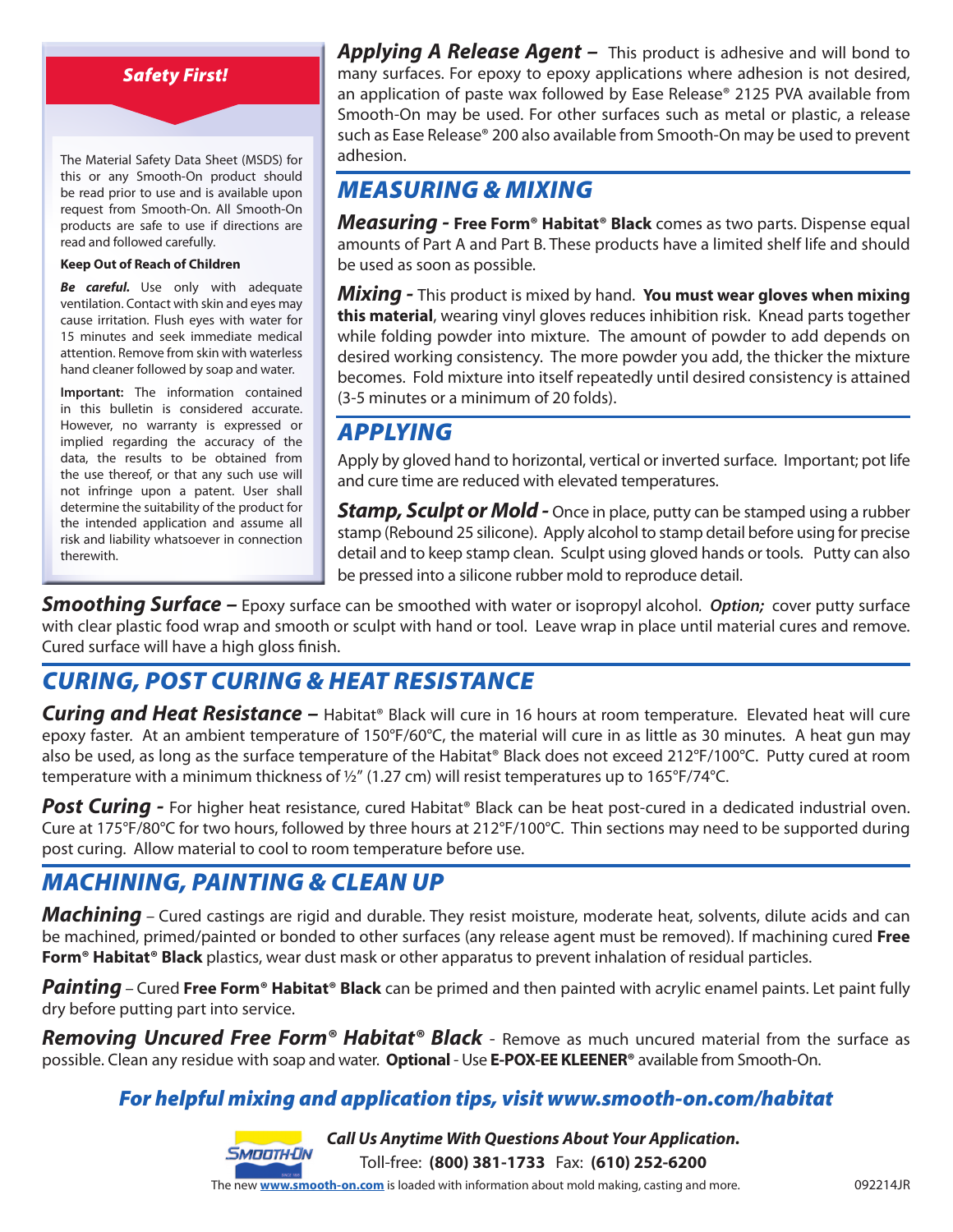## Safety First!

The Material Safety Data Sheet (MSDS) for this or any Smooth-On product should be read prior to use and is available upon request from Smooth-On. All Smooth-On products are safe to use if directions are read and followed carefully.

**Keep Out of Reach of Children**

***Be careful.*** Use only with adequate ventilation. Contact with skin and eyes may cause irritation. Flush eyes with water for 15 minutes and seek immediate medical attention. Remove from skin with waterless hand cleaner followed by soap and water.

**Important:** The information contained in this bulletin is considered accurate. However, no warranty is expressed or implied regarding the accuracy of the data, the results to be obtained from the use thereof, or that any such use will not infringe upon a patent. User shall determine the suitability of the product for the intended application and assume all risk and liability whatsoever in connection therewith.

***Applying A Release Agent –*** This product is adhesive and will bond to many surfaces. For epoxy to epoxy applications where adhesion is not desired, an application of paste wax followed by Ease Release® 2125 PVA available from Smooth-On may be used. For other surfaces such as metal or plastic, a release such as Ease Release® 200 also available from Smooth-On may be used to prevent adhesion.

## MEASURING & MIXING

***Measuring -*** **Free Form® Habitat® Black** comes as two parts. Dispense equal amounts of Part A and Part B. These products have a limited shelf life and should be used as soon as possible.

***Mixing -*** This product is mixed by hand. **You must wear gloves when mixing this material**, wearing vinyl gloves reduces inhibition risk. Knead parts together while folding powder into mixture. The amount of powder to add depends on desired working consistency. The more powder you add, the thicker the mixture becomes. Fold mixture into itself repeatedly until desired consistency is attained (3-5 minutes or a minimum of 20 folds).

## APPLYING

Apply by gloved hand to horizontal, vertical or inverted surface. Important; pot life and cure time are reduced with elevated temperatures.

***Stamp, Sculpt or Mold -*** Once in place, putty can be stamped using a rubber stamp (Rebound 25 silicone). Apply alcohol to stamp detail before using for precise detail and to keep stamp clean. Sculpt using gloved hands or tools. Putty can also be pressed into a silicone rubber mold to reproduce detail.

***Smoothing Surface –*** Epoxy surface can be smoothed with water or isopropyl alcohol. ***Option;*** cover putty surface with clear plastic food wrap and smooth or sculpt with hand or tool. Leave wrap in place until material cures and remove. Cured surface will have a high gloss finish.

## CURING, POST CURING & HEAT RESISTANCE

***Curing and Heat Resistance –*** Habitat® Black will cure in 16 hours at room temperature. Elevated heat will cure epoxy faster. At an ambient temperature of 150°F/60°C, the material will cure in as little as 30 minutes. A heat gun may also be used, as long as the surface temperature of the Habitat® Black does not exceed 212°F/100°C. Putty cured at room temperature with a minimum thickness of ½" (1.27 cm) will resist temperatures up to 165°F/74°C.

***Post Curing -*** For higher heat resistance, cured Habitat® Black can be heat post-cured in a dedicated industrial oven. Cure at 175°F/80°C for two hours, followed by three hours at 212°F/100°C. Thin sections may need to be supported during post curing. Allow material to cool to room temperature before use.

## MACHINING, PAINTING & CLEAN UP

***Machining*** – Cured castings are rigid and durable. They resist moisture, moderate heat, solvents, dilute acids and can be machined, primed/painted or bonded to other surfaces (any release agent must be removed). If machining cured **Free Form® Habitat® Black** plastics, wear dust mask or other apparatus to prevent inhalation of residual particles.

***Painting*** – Cured **Free Form® Habitat® Black** can be primed and then painted with acrylic enamel paints. Let paint fully dry before putting part into service.

***Removing Uncured Free Form® Habitat® Black*** - Remove as much uncured material from the surface as possible. Clean any residue with soap and water. **Optional** - Use **E-POX-EE KLEENER®** available from Smooth-On.

***For helpful mixing and application tips, visit www.smooth-on.com/habitat***

***Call Us Anytime With Questions About Your Application.***

Toll-free: **(800) 381-1733** Fax: **(610) 252-6200**

The new **www.smooth-on.com** is loaded with information about mold making, casting and more.

092214JR